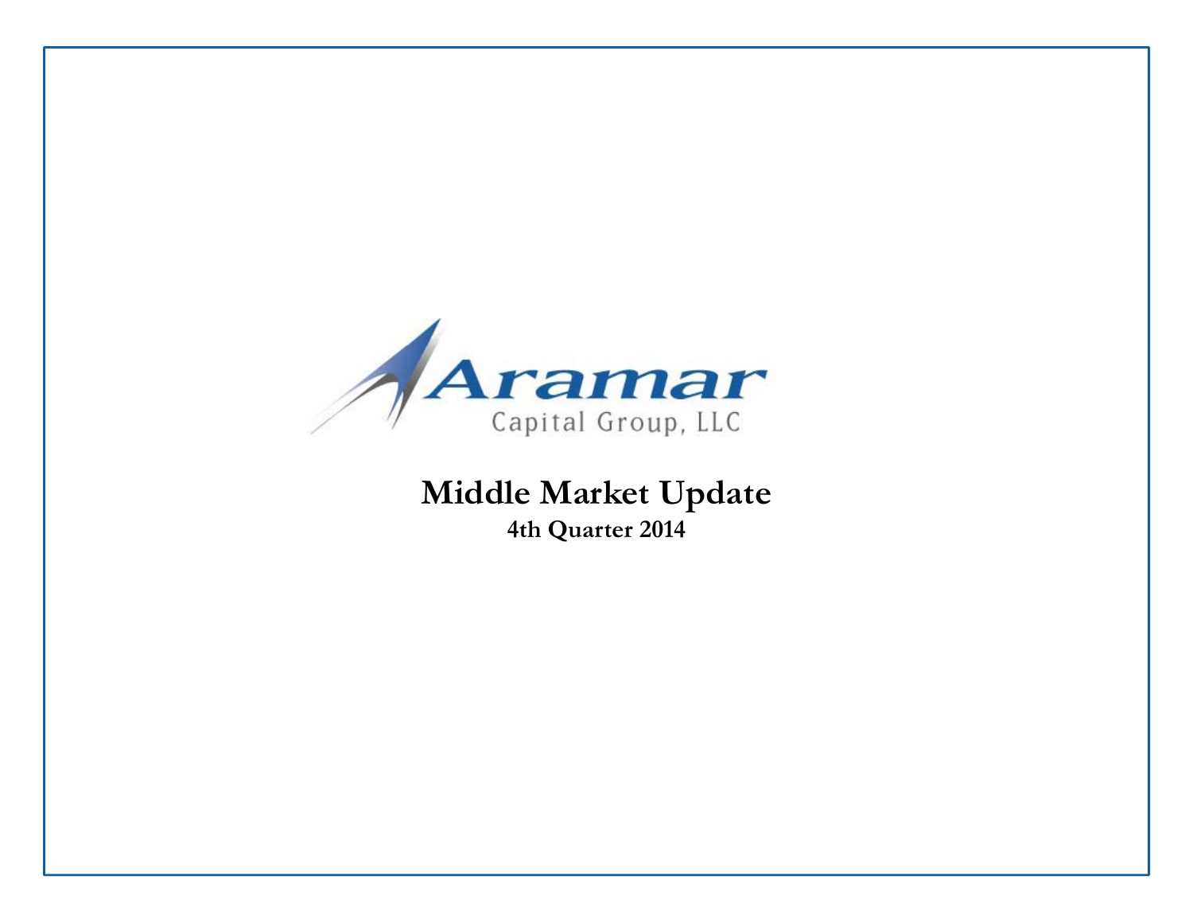Aramar

Capital Group, LLC

# Middle Market Update

### 4th Quarter 2014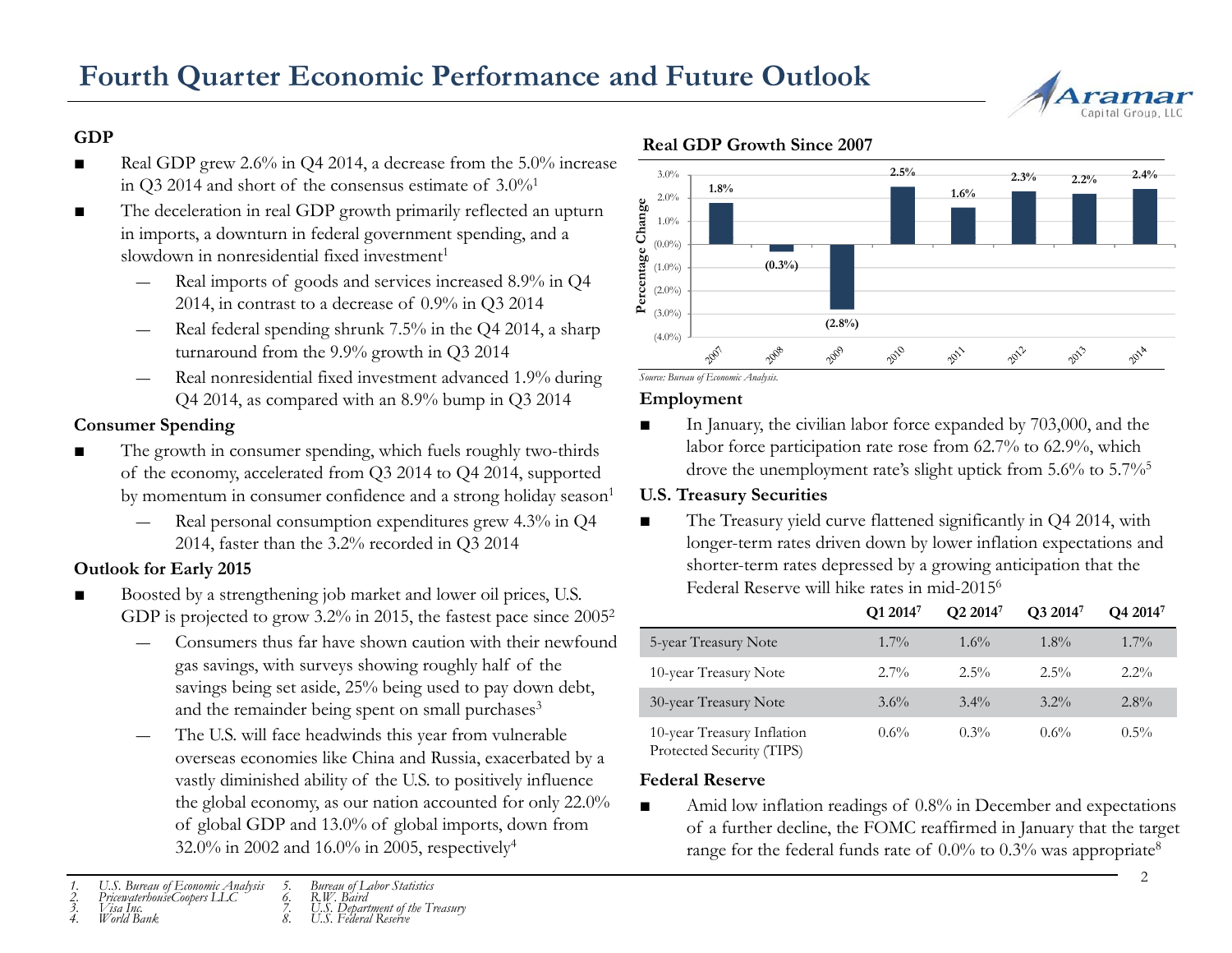# Fourth Quarter Economic Performance and Future Outlook

### GDP

- Real GDP grew 2.6% in Q4 2014, a decrease from the 5.0% increase in Q3 2014 and short of the consensus estimate of 3.0%[1]
- The deceleration in real GDP growth primarily reflected an upturn in imports, a downturn in federal government spending, and a slowdown in nonresidential fixed investment[1]
  - Real imports of goods and services increased 8.9% in Q4 2014, in contrast to a decrease of 0.9% in Q3 2014
  - Real federal spending shrunk 7.5% in the Q4 2014, a sharp turnaround from the 9.9% growth in Q3 2014
  - Real nonresidential fixed investment advanced 1.9% during Q4 2014, as compared with an 8.9% bump in Q3 2014

### Consumer Spending

- The growth in consumer spending, which fuels roughly two-thirds of the economy, accelerated from Q3 2014 to Q4 2014, supported by momentum in consumer confidence and a strong holiday season[1]
  - Real personal consumption expenditures grew 4.3% in Q4 2014, faster than the 3.2% recorded in Q3 2014

### Outlook for Early 2015

- Boosted by a strengthening job market and lower oil prices, U.S. GDP is projected to grow 3.2% in 2015, the fastest pace since 2005[2]
  - Consumers thus far have shown caution with their newfound gas savings, with surveys showing roughly half of the savings being set aside, 25% being used to pay down debt, and the remainder being spent on small purchases[3]
  - The U.S. will face headwinds this year from vulnerable overseas economies like China and Russia, exacerbated by a vastly diminished ability of the U.S. to positively influence the global economy, as our nation accounted for only 22.0% of global GDP and 13.0% of global imports, down from 32.0% in 2002 and 16.0% in 2005, respectively[4]

**Real GDP Growth Since 2007**

Percentage Change

3.0%
2.0%
1.0%
(0.0%)
(1.0%)
(2.0%)
(3.0%)
(4.0%)

1.8%
(0.3%)
(2.8%)
2.5%
1.6%
2.3%
2.2%
2.4%

2007
2008
2009
2010
2011
2012
2013
2014

*Source: Bureau of Economic Analysis.*

### Employment

- In January, the civilian labor force expanded by 703,000, and the labor force participation rate rose from 62.7% to 62.9%, which drove the unemployment rate's slight uptick from 5.6% to 5.7%[5]

### U.S. Treasury Securities

- The Treasury yield curve flattened significantly in Q4 2014, with longer-term rates driven down by lower inflation expectations and shorter-term rates depressed by a growing anticipation that the Federal Reserve will hike rates in mid-2015[6]

| | Q1 2014[7] | Q2 2014[7] | Q3 2014[7] | Q4 2014[7] |
|---|---|---|---|---|
| 5-year Treasury Note | 1.7% | 1.6% | 1.8% | 1.7% |
| 10-year Treasury Note | 2.7% | 2.5% | 2.5% | 2.2% |
| 30-year Treasury Note | 3.6% | 3.4% | 3.2% | 2.8% |
| 10-year Treasury Inflation Protected Security (TIPS) | 0.6% | 0.3% | 0.6% | 0.5% |

### Federal Reserve

- Amid low inflation readings of 0.8% in December and expectations of a further decline, the FOMC reaffirmed in January that the target range for the federal funds rate of 0.0% to 0.3% was appropriate[8]

1. *U.S. Bureau of Economic Analysis*
2. *PricewaterhouseCoopers LLC*
3. *Visa Inc.*
4. *World Bank*
5. *Bureau of Labor Statistics*
6. *R.W. Baird*
7. *U.S. Department of the Treasury*
8. *U.S. Federal Reserve*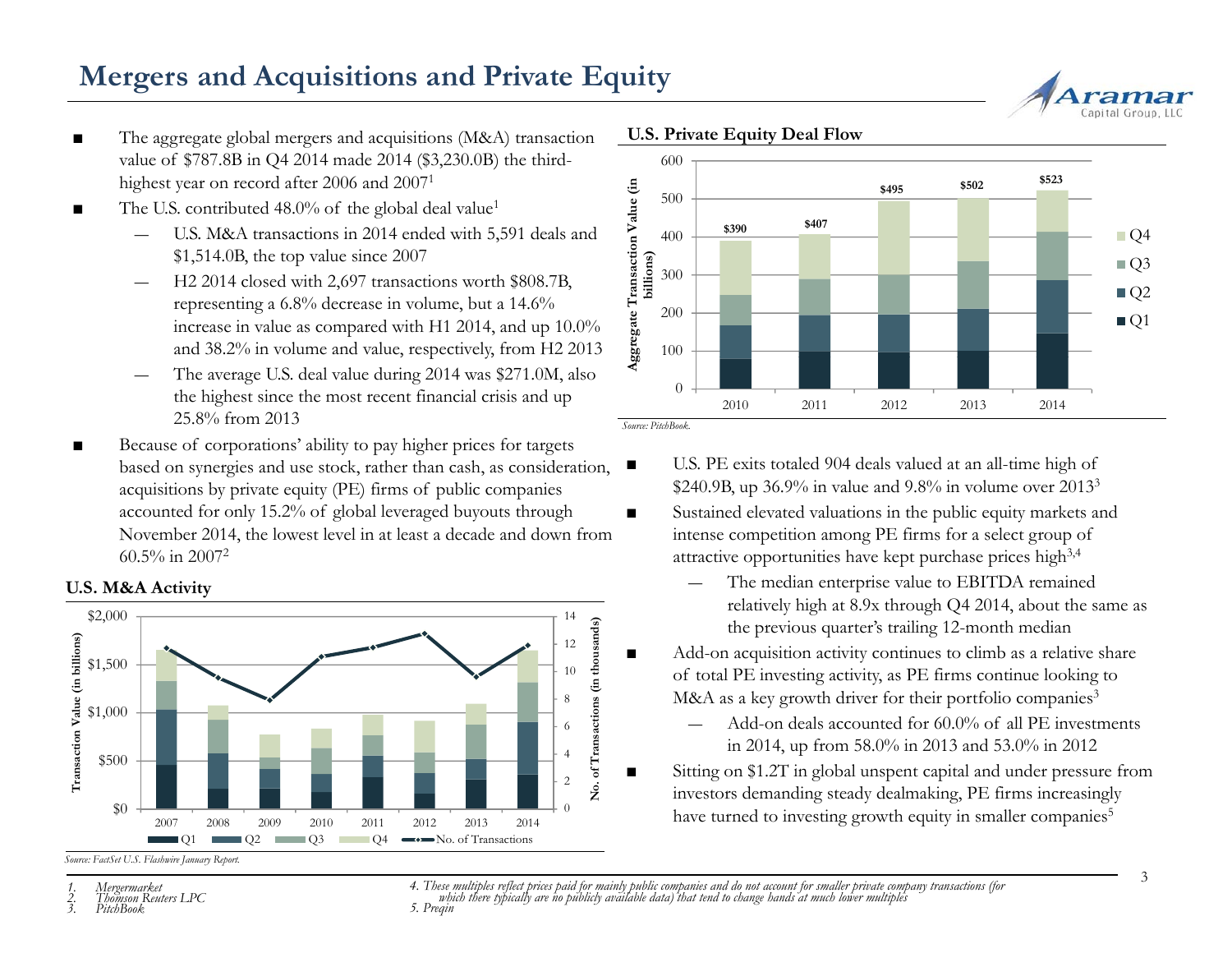# Mergers and Acquisitions and Private Equity

- The aggregate global mergers and acquisitions (M&A) transaction value of $787.8B in Q4 2014 made 2014 ($3,230.0B) the third-highest year on record after 2006 and 2007[1]
- The U.S. contributed 48.0% of the global deal value[1]
  - U.S. M&A transactions in 2014 ended with 5,591 deals and $1,514.0B, the top value since 2007
  - H2 2014 closed with 2,697 transactions worth $808.7B, representing a 6.8% decrease in volume, but a 14.6% increase in value as compared with H1 2014, and up 10.0% and 38.2% in volume and value, respectively, from H2 2013
  - The average U.S. deal value during 2014 was $271.0M, also the highest since the most recent financial crisis and up 25.8% from 2013
- Because of corporations' ability to pay higher prices for targets based on synergies and use stock, rather than cash, as consideration, acquisitions by private equity (PE) firms of public companies accounted for only 15.2% of global leveraged buyouts through November 2014, the lowest level in at least a decade and down from 60.5% in 2007[2]

**U.S. M&A Activity**

Transaction Value (in billions)
$2,000
$1,500
$1,000
$500
$0

No. of Transactions (in thousands)
14
12
10
8
6
4
2
0

2007 2008 2009 2010 2011 2012 2013 2014

Q1 Q2 Q3 Q4 No. of Transactions

*Source: FactSet U.S. Flashwire January Report.*

**U.S. Private Equity Deal Flow**

Aggregate Transaction Value (in billions)
600
500
400
300
200
100
0

$390 $407 $495 $502 $523

2010 2011 2012 2013 2014

Q4 Q3 Q2 Q1

*Source: PitchBook.*

- U.S. PE exits totaled 904 deals valued at an all-time high of $240.9B, up 36.9% in value and 9.8% in volume over 2013[3]
- Sustained elevated valuations in the public equity markets and intense competition among PE firms for a select group of attractive opportunities have kept purchase prices high[3,4]
  - The median enterprise value to EBITDA remained relatively high at 8.9x through Q4 2014, about the same as the previous quarter's trailing 12-month median
- Add-on acquisition activity continues to climb as a relative share of total PE investing activity, as PE firms continue looking to M&A as a key growth driver for their portfolio companies[3]
  - Add-on deals accounted for 60.0% of all PE investments in 2014, up from 58.0% in 2013 and 53.0% in 2012
- Sitting on $1.2T in global unspent capital and under pressure from investors demanding steady dealmaking, PE firms increasingly have turned to investing growth equity in smaller companies[5]

1. *Mergermarket*
2. *Thomson Reuters LPC*
3. *PitchBook*
4. *These multiples reflect prices paid for mainly public companies and do not account for smaller private company transactions (for which there typically are no publicly available data) that tend to change hands at much lower multiples*
5. *Preqin*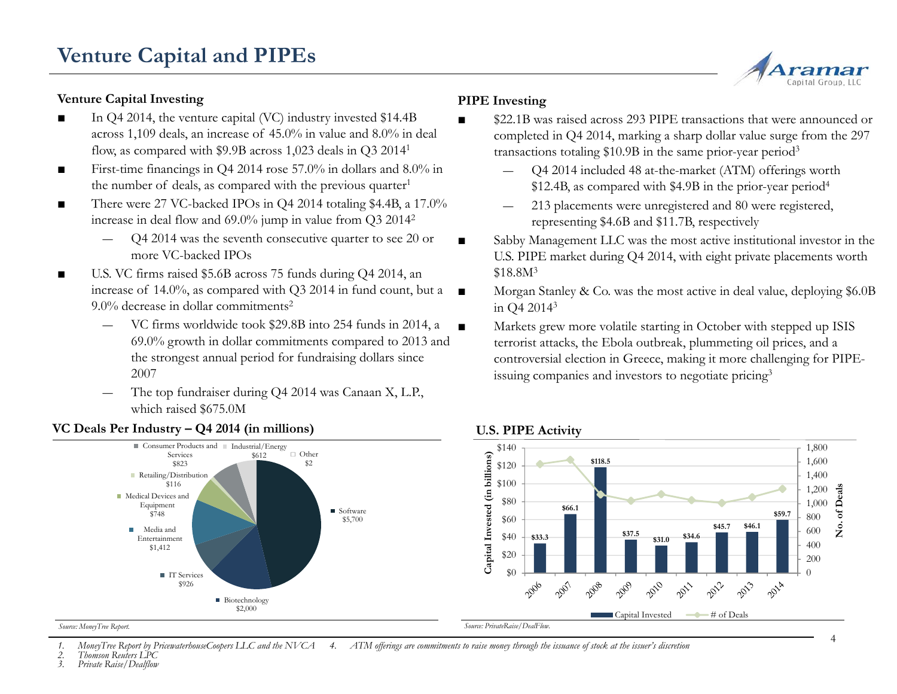# Venture Capital and PIPEs

## Venture Capital Investing

- In Q4 2014, the venture capital (VC) industry invested $14.4B across 1,109 deals, an increase of 45.0% in value and 8.0% in deal flow, as compared with $9.9B across 1,023 deals in Q3 2014[1]
- First-time financings in Q4 2014 rose 57.0% in dollars and 8.0% in the number of deals, as compared with the previous quarter[1]
- There were 27 VC-backed IPOs in Q4 2014 totaling $4.4B, a 17.0% increase in deal flow and 69.0% jump in value from Q3 2014[2]
  - Q4 2014 was the seventh consecutive quarter to see 20 or more VC-backed IPOs
- U.S. VC firms raised $5.6B across 75 funds during Q4 2014, an increase of 14.0%, as compared with Q3 2014 in fund count, but a 9.0% decrease in dollar commitments[2]
  - VC firms worldwide took $29.8B into 254 funds in 2014, a 69.0% growth in dollar commitments compared to 2013 and the strongest annual period for fundraising dollars since 2007
  - The top fundraiser during Q4 2014 was Canaan X, L.P., which raised $675.0M

### VC Deals Per Industry – Q4 2014 (in millions)

Consumer Products and Services $823
Industrial/Energy $612
Other $2
Retailing/Distribution $116
Medical Devices and Equipment $748
Media and Entertainment $1,412
IT Services $926
Biotechnology $2,000
Software $5,700

*Source: MoneyTree Report.*

## PIPE Investing

- $22.1B was raised across 293 PIPE transactions that were announced or completed in Q4 2014, marking a sharp dollar value surge from the 297 transactions totaling $10.9B in the same prior-year period[3]
  - Q4 2014 included 48 at-the-market (ATM) offerings worth $12.4B, as compared with $4.9B in the prior-year period[4]
  - 213 placements were unregistered and 80 were registered, representing $4.6B and $11.7B, respectively
- Sabby Management LLC was the most active institutional investor in the U.S. PIPE market during Q4 2014, with eight private placements worth $18.8M[3]
- Morgan Stanley & Co. was the most active in deal value, deploying $6.0B in Q4 2014[3]
- Markets grew more volatile starting in October with stepped up ISIS terrorist attacks, the Ebola outbreak, plummeting oil prices, and a controversial election in Greece, making it more challenging for PIPE-issuing companies and investors to negotiate pricing[3]

### U.S. PIPE Activity

Capital Invested (in billions): $0, $20, $40, $60, $80, $100, $120, $140
No. of Deals: 0, 200, 400, 600, 800, 1,000, 1,200, 1,400, 1,600, 1,800

2006: $33.3
2007: $66.1
2008: $118.5
2009: $37.5
2010: $31.0
2011: $34.6
2012: $45.7
2013: $46.1
2014: $59.7

Capital Invested / # of Deals

*Source: PrivateRaise/DealFlow.*

1. *MoneyTree Report by PricewaterhouseCoopers LLC and the NVCA*
2. *Thomson Reuters LPC*
3. *Private Raise/Dealflow*
4. *ATM offerings are commitments to raise money through the issuance of stock at the issuer's discretion*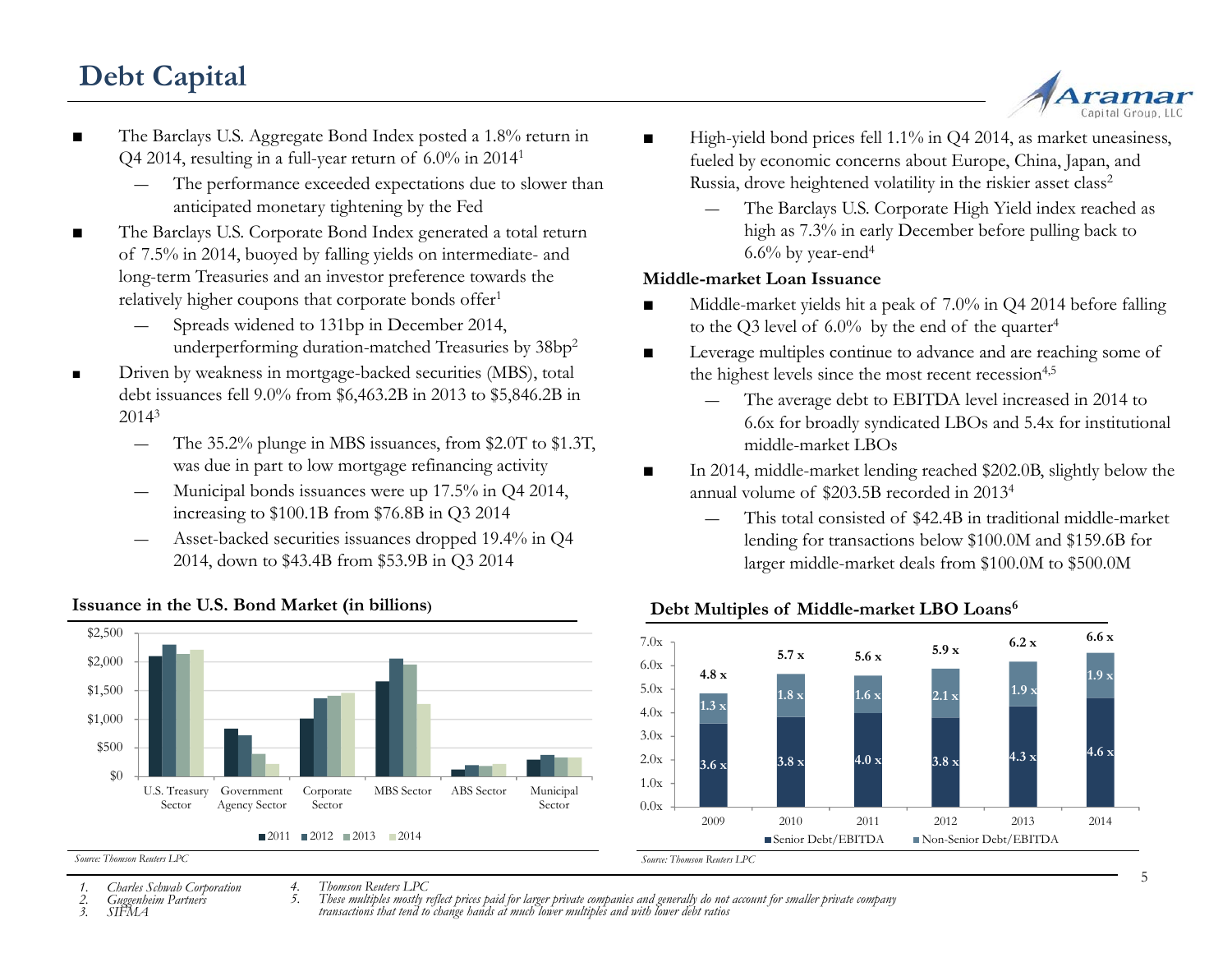# Debt Capital

- The Barclays U.S. Aggregate Bond Index posted a 1.8% return in Q4 2014, resulting in a full-year return of 6.0% in 2014[1]
  - The performance exceeded expectations due to slower than anticipated monetary tightening by the Fed
- The Barclays U.S. Corporate Bond Index generated a total return of 7.5% in 2014, buoyed by falling yields on intermediate- and long-term Treasuries and an investor preference towards the relatively higher coupons that corporate bonds offer[1]
  - Spreads widened to 131bp in December 2014, underperforming duration-matched Treasuries by 38bp[2]
- Driven by weakness in mortgage-backed securities (MBS), total debt issuances fell 9.0% from $6,463.2B in 2013 to $5,846.2B in 2014[3]
  - The 35.2% plunge in MBS issuances, from $2.0T to $1.3T, was due in part to low mortgage refinancing activity
  - Municipal bonds issuances were up 17.5% in Q4 2014, increasing to $100.1B from $76.8B in Q3 2014
  - Asset-backed securities issuances dropped 19.4% in Q4 2014, down to $43.4B from $53.9B in Q3 2014
- High-yield bond prices fell 1.1% in Q4 2014, as market uneasiness, fueled by economic concerns about Europe, China, Japan, and Russia, drove heightened volatility in the riskier asset class[2]
  - The Barclays U.S. Corporate High Yield index reached as high as 7.3% in early December before pulling back to 6.6% by year-end[4]

### Middle-market Loan Issuance

- Middle-market yields hit a peak of 7.0% in Q4 2014 before falling to the Q3 level of 6.0% by the end of the quarter[4]
- Leverage multiples continue to advance and are reaching some of the highest levels since the most recent recession[4,5]
  - The average debt to EBITDA level increased in 2014 to 6.6x for broadly syndicated LBOs and 5.4x for institutional middle-market LBOs
- In 2014, middle-market lending reached $202.0B, slightly below the annual volume of $203.5B recorded in 2013[4]
  - This total consisted of $42.4B in traditional middle-market lending for transactions below $100.0M and $159.6B for larger middle-market deals from $100.0M to $500.0M

**Issuance in the U.S. Bond Market (in billions)**

$2,500
$2,000
$1,500
$1,000
$500
$0

U.S. Treasury Sector, Government Agency Sector, Corporate Sector, MBS Sector, ABS Sector, Municipal Sector

2011, 2012, 2013, 2014

*Source: Thomson Reuters LPC*

**Debt Multiples of Middle-market LBO Loans[6]**

7.0x
6.0x
5.0x
4.0x
3.0x
2.0x
1.0x
0.0x

2009: 4.8 x (3.6 x, 1.3 x)
2010: 5.7 x (3.8 x, 1.8 x)
2011: 5.6 x (4.0 x, 1.6 x)
2012: 5.9 x (3.8 x, 2.1 x)
2013: 6.2 x (4.3 x, 1.9 x)
2014: 6.6 x (4.6 x, 1.9 x)

Senior Debt/EBITDA, Non-Senior Debt/EBITDA

*Source: Thomson Reuters LPC*

1. *Charles Schwab Corporation*
2. *Guggenheim Partners*
3. *SIFMA*
4. *Thomson Reuters LPC*
5. *These multiples mostly reflect prices paid for larger private companies and generally do not account for smaller private company transactions that tend to change hands at much lower multiples and with lower debt ratios*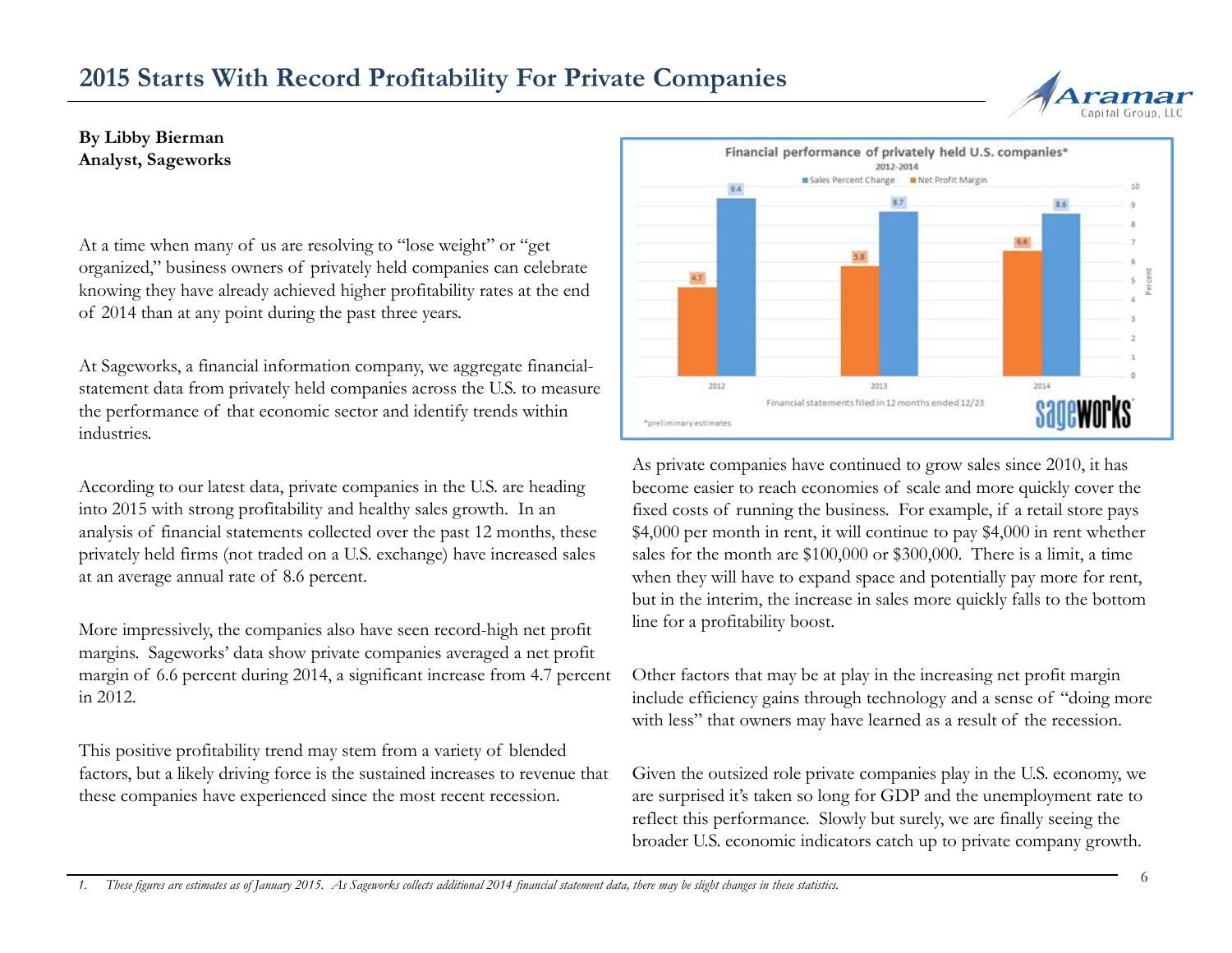# 2015 Starts With Record Profitability For Private Companies

**By Libby Bierman**
**Analyst, Sageworks**

At a time when many of us are resolving to "lose weight" or "get organized," business owners of privately held companies can celebrate knowing they have already achieved higher profitability rates at the end of 2014 than at any point during the past three years.

At Sageworks, a financial information company, we aggregate financial-statement data from privately held companies across the U.S. to measure the performance of that economic sector and identify trends within industries.

According to our latest data, private companies in the U.S. are heading into 2015 with strong profitability and healthy sales growth. In an analysis of financial statements collected over the past 12 months, these privately held firms (not traded on a U.S. exchange) have increased sales at an average annual rate of 8.6 percent.

More impressively, the companies also have seen record-high net profit margins. Sageworks' data show private companies averaged a net profit margin of 6.6 percent during 2014, a significant increase from 4.7 percent in 2012.

This positive profitability trend may stem from a variety of blended factors, but a likely driving force is the sustained increases to revenue that these companies have experienced since the most recent recession.

Financial performance of privately held U.S. companies*
2012-2014
Sales Percent Change
Net Profit Margin
2012: 4.7, 9.4
2013: 5.8, 8.7
2014: 6.6, 8.6
Percent
0 1 2 3 4 5 6 7 8 9 10
Financial statements filed in 12 months ended 12/23
*preliminary estimates
sageworks

As private companies have continued to grow sales since 2010, it has become easier to reach economies of scale and more quickly cover the fixed costs of running the business. For example, if a retail store pays \$4,000 per month in rent, it will continue to pay \$4,000 in rent whether sales for the month are \$100,000 or \$300,000. There is a limit, a time when they will have to expand space and potentially pay more for rent, but in the interim, the increase in sales more quickly falls to the bottom line for a profitability boost.

Other factors that may be at play in the increasing net profit margin include efficiency gains through technology and a sense of "doing more with less" that owners may have learned as a result of the recession.

Given the outsized role private companies play in the U.S. economy, we are surprised it's taken so long for GDP and the unemployment rate to reflect this performance. Slowly but surely, we are finally seeing the broader U.S. economic indicators catch up to private company growth.

1. *These figures are estimates as of January 2015. As Sageworks collects additional 2014 financial statement data, there may be slight changes in these statistics.*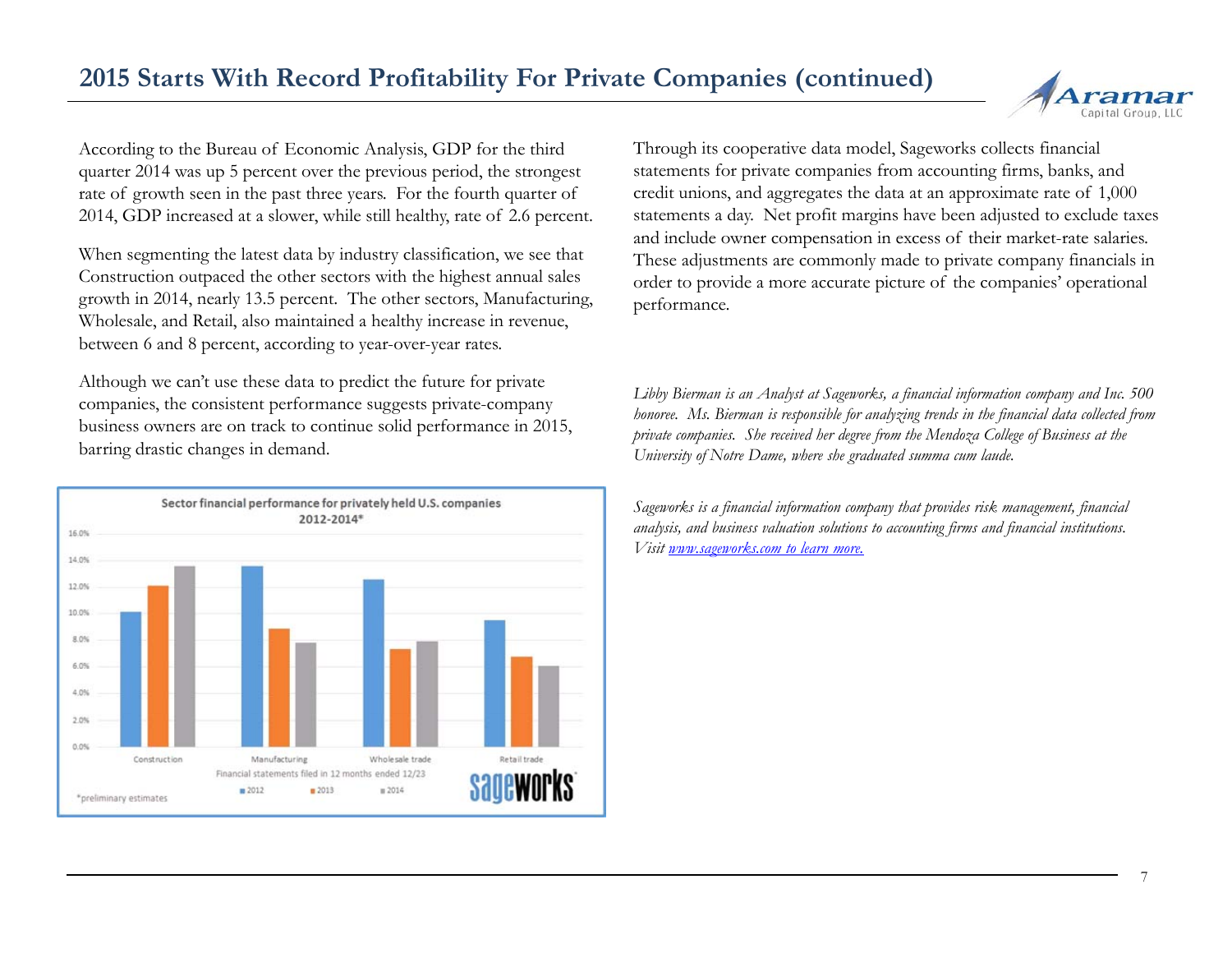# 2015 Starts With Record Profitability For Private Companies (continued)

According to the Bureau of Economic Analysis, GDP for the third quarter 2014 was up 5 percent over the previous period, the strongest rate of growth seen in the past three years. For the fourth quarter of 2014, GDP increased at a slower, while still healthy, rate of 2.6 percent.

When segmenting the latest data by industry classification, we see that Construction outpaced the other sectors with the highest annual sales growth in 2014, nearly 13.5 percent. The other sectors, Manufacturing, Wholesale, and Retail, also maintained a healthy increase in revenue, between 6 and 8 percent, according to year-over-year rates.

Although we can't use these data to predict the future for private companies, the consistent performance suggests private-company business owners are on track to continue solid performance in 2015, barring drastic changes in demand.

Sector financial performance for privately held U.S. companies 2012-2014*

16.0%
14.0%
12.0%
10.0%
8.0%
6.0%
4.0%
2.0%
0.0%

Construction
Manufacturing
Wholesale trade
Retail trade

Financial statements filed in 12 months ended 12/23

2012
2013
2014

*preliminary estimates

sageworks

Through its cooperative data model, Sageworks collects financial statements for private companies from accounting firms, banks, and credit unions, and aggregates the data at an approximate rate of 1,000 statements a day. Net profit margins have been adjusted to exclude taxes and include owner compensation in excess of their market-rate salaries. These adjustments are commonly made to private company financials in order to provide a more accurate picture of the companies' operational performance.

*Libby Bierman is an Analyst at Sageworks, a financial information company and Inc. 500 honoree. Ms. Bierman is responsible for analyzing trends in the financial data collected from private companies. She received her degree from the Mendoza College of Business at the University of Notre Dame, where she graduated summa cum laude.*

*Sageworks is a financial information company that provides risk management, financial analysis, and business valuation solutions to accounting firms and financial institutions. Visit [www.sageworks.com to learn more.](http://www.sageworks.com)*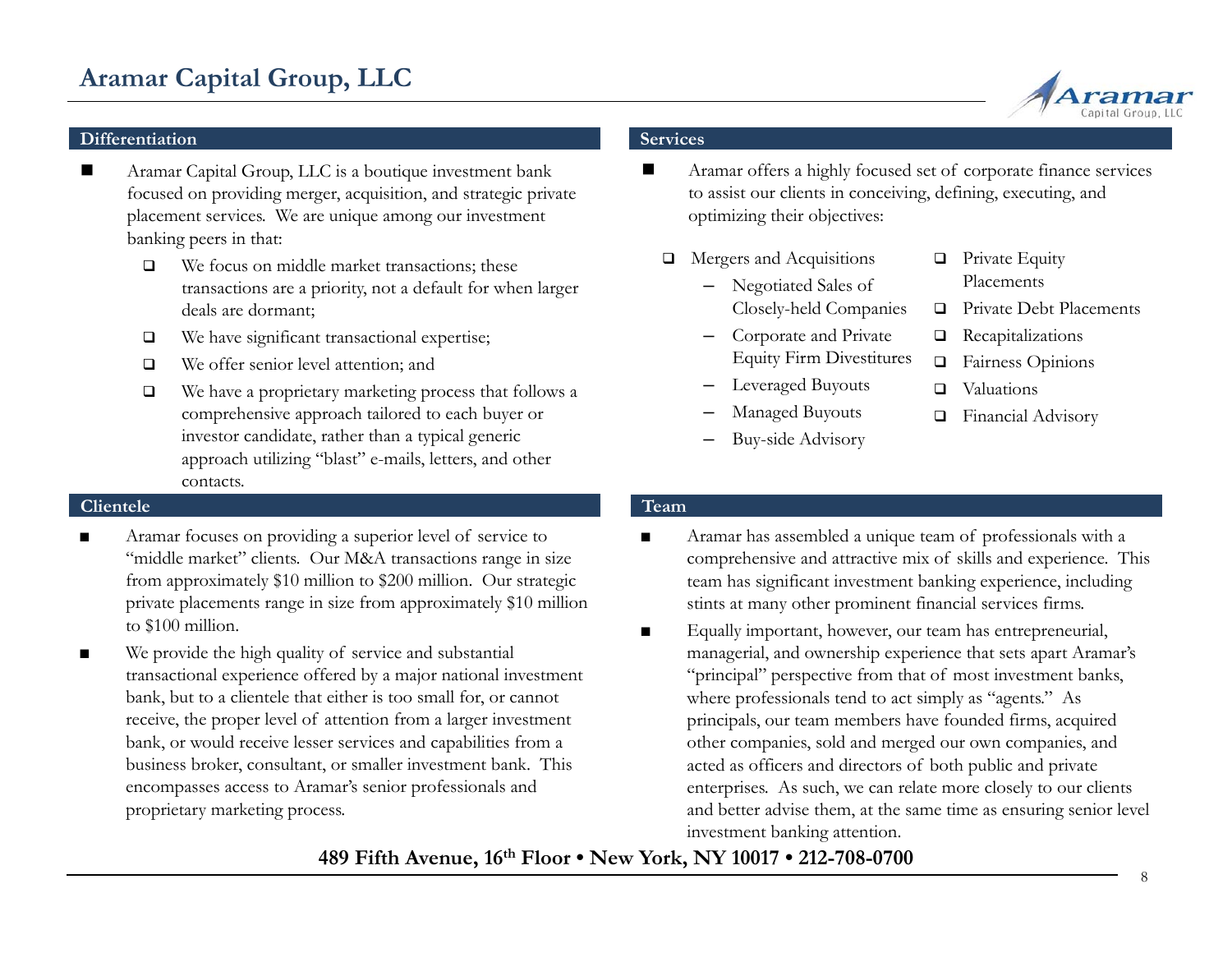# Aramar Capital Group, LLC

## Differentiation

- Aramar Capital Group, LLC is a boutique investment bank focused on providing merger, acquisition, and strategic private placement services. We are unique among our investment banking peers in that:
  - We focus on middle market transactions; these transactions are a priority, not a default for when larger deals are dormant;
  - We have significant transactional expertise;
  - We offer senior level attention; and
  - We have a proprietary marketing process that follows a comprehensive approach tailored to each buyer or investor candidate, rather than a typical generic approach utilizing "blast" e-mails, letters, and other contacts.

## Clientele

- Aramar focuses on providing a superior level of service to "middle market" clients. Our M&A transactions range in size from approximately $10 million to $200 million. Our strategic private placements range in size from approximately $10 million to $100 million.
- We provide the high quality of service and substantial transactional experience offered by a major national investment bank, but to a clientele that either is too small for, or cannot receive, the proper level of attention from a larger investment bank, or would receive lesser services and capabilities from a business broker, consultant, or smaller investment bank. This encompasses access to Aramar's senior professionals and proprietary marketing process.

## Services

- Aramar offers a highly focused set of corporate finance services to assist our clients in conceiving, defining, executing, and optimizing their objectives:
  - Mergers and Acquisitions
    - Negotiated Sales of Closely-held Companies
    - Corporate and Private Equity Firm Divestitures
    - Leveraged Buyouts
    - Managed Buyouts
    - Buy-side Advisory
  - Private Equity Placements
  - Private Debt Placements
  - Recapitalizations
  - Fairness Opinions
  - Valuations
  - Financial Advisory

## Team

- Aramar has assembled a unique team of professionals with a comprehensive and attractive mix of skills and experience. This team has significant investment banking experience, including stints at many other prominent financial services firms.
- Equally important, however, our team has entrepreneurial, managerial, and ownership experience that sets apart Aramar's "principal" perspective from that of most investment banks, where professionals tend to act simply as "agents." As principals, our team members have founded firms, acquired other companies, sold and merged our own companies, and acted as officers and directors of both public and private enterprises. As such, we can relate more closely to our clients and better advise them, at the same time as ensuring senior level investment banking attention.

**489 Fifth Avenue, 16th Floor • New York, NY 10017 • 212-708-0700**